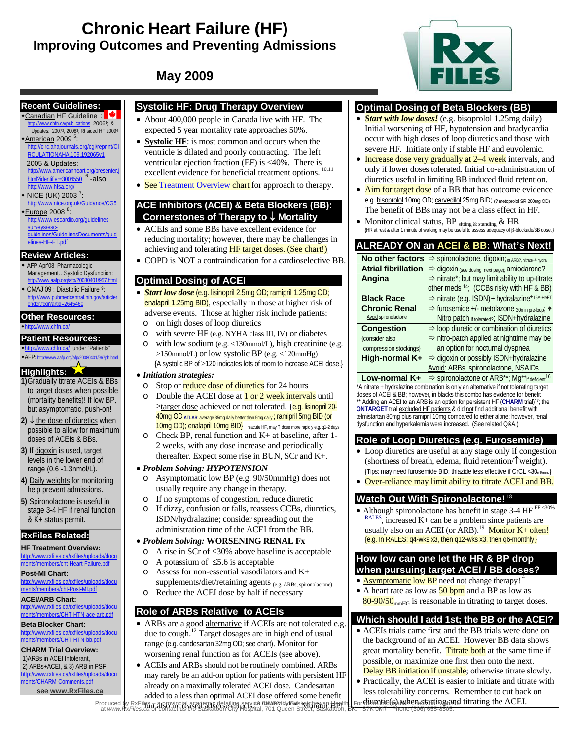# Chronic Heart Failure (HF)

## Improving Outcomes and Preventing Admissions

### May 2009

## Recent Guidelines:

- Canadian HF Guideline : http://www.chfn.ca/publications 2006[1]; & Updates: 2007[2]; 2008[3]; Rt sided HF 2009[4]
- American 2009 [5]: http://circ.ahajournals.org/cgi/reprint/CIRCULATIONAHA.109.192065v1 2005 & Updates: http://www.americanheart.org/presenter.jhtml?identifier=3004550 [6] -also: http://www.hfsa.org/
- NICE (UK) 2003 [7]: http://www.nice.org.uk/Guidance/CG5
- Europe 2008 [8]: http://www.escardio.org/guidelines-surveys/esc-guidelines/GuidelinesDocuments/guidelines-HF-FT.pdf

## Review Articles:

- AFP Apr'08: Pharmacologic Management…Systolic Dysfunction: http://www.aafp.org/afp/20080401/957.html
- CMAJ'09 : Diastolic Failure [9]: http://www.pubmedcentral.nih.gov/articlerender.fcgi?artid=2645460

## Other Resources:

- http://www.chfn.ca/

## Patient Resources:

- http://www.chfn.ca/ under "Patients"
- AFP: http://www.aafp.org/afp/20080401/967ph.html

## Highlights: ★

1) Gradually titrate ACEIs & BBs to target doses when possible (mortality benefits)! If low BP, but asymptomatic, push-on!
2) ↓ the dose of diuretics when possible to allow for maximum doses of ACEIs & BBs.
3) If digoxin is used, target levels in the lower end of range (0.6 -1.3nmol/L).
4) Daily weights for monitoring help prevent admissions.
5) Spironolactone is useful in stage 3-4 HF if renal function & K+ status permit.

## RxFiles Related:

**HF Treatment Overview:** http://www.rxfiles.ca/rxfiles/uploads/documents/members/cht-Heart-Failure.pdf

**Post-MI Chart:** http://www.rxfiles.ca/rxfiles/uploads/documents/members/cht-Post-MI.pdf

**ACEI/ARB Chart:** http://www.rxfiles.ca/rxfiles/uploads/documents/members/CHT-HTN-ace-arb.pdf

**Beta Blocker Chart:** http://www.rxfiles.ca/rxfiles/uploads/documents/members/CHT-HTN-bb.pdf

**CHARM Trial Overview:** 1)ARBs in ACEI Intolerant, 2) ARBs+ACEI, & 3) ARB in PSF http://www.rxfiles.ca/rxfiles/uploads/documents/members/CHARM-Comments.pdf

see **www.RxFiles.ca**

## Systolic HF: Drug Therapy Overview

- About 400,000 people in Canada live with HF. The expected 5 year mortality rate approaches 50%.
- **Systolic HF**: is most common and occurs when the ventricle is dilated and poorly contracting. The left ventricular ejection fraction (EF) is <40%. There is excellent evidence for beneficial treatment options. [10,11]
- See Treatment Overview chart for approach to therapy.

## ACE Inhibitors (ACEI) & Beta Blockers (BB): Cornerstones of Therapy to ↓ Mortality

- ACEIs and some BBs have excellent evidence for reducing mortality; however, there may be challenges in achieving and tolerating HF target doses. (See chart!)
- COPD is NOT a contraindication for a cardioselective BB.

## Optimal Dosing of ACEI

- ***Start low dose*** (e.g. lisinopril 2.5mg OD; ramipril 1.25mg OD; enalapril 1.25mg BID), especially in those at higher risk of adverse events. Those at higher risk include patients:
  - on high doses of loop diuretics
  - with severe HF (e.g. NYHA class III, IV) or diabetes
  - with low sodium (e.g. <130mmol/L), high creatinine (e.g. >150mmol/L) or low systolic BP (e.g. <120mmHg) {A systolic BP of ≥120 indicates lots of room to increase ACEI dose.}
- ***Initiation strategies:***
  - Stop or reduce dose of diuretics for 24 hours
  - Double the ACEI dose at 1 or 2 week intervals until ≥target dose achieved or not tolerated. {e.g. lisinopril 20-40mg OD ATLAS: average 35mg daily better than 5mg daily; ramipril 5mg BID (or 10mg OD); enalapril 10mg BID} In acute HF, may ↑ dose more rapidly e.g. q1-2 days.
  - Check BP, renal function and K+ at baseline, after 1-2 weeks, with any dose increase and periodically thereafter. Expect some rise in BUN, SCr and K+.
- ***Problem Solving: HYPOTENSION***
  - Asymptomatic low BP (e.g. 90/50mmHg) does not usually require any change in therapy.
  - If no symptoms of congestion, reduce diuretic
  - If dizzy, confusion or falls, reassess CCBs, diuretics, ISDN/hydralazine; consider spreading out the administration time of the ACEI from the BB.
- ***Problem Solving:* WORSENING RENAL Fx**
  - A rise in SCr of ≤30% above baseline is acceptable
  - A potassium of ≤5.6 is acceptable
  - Assess for non-essential vasodilators and K+ supplements/diet/retaining agents (e.g. ARBs, spironolactone)
  - Reduce the ACEI dose by half if necessary

## Role of ARBs Relative to ACEIs

- ARBs are a good alternative if ACEIs are not tolerated e.g. due to cough.[12] Target dosages are in high end of usual range (e.g. candesartan 32mg OD; see chart). Monitor for worsening renal function as for ACEIs (see above).
- ACEIs and ARBs should not be routinely combined. ARBs may rarely be an add-on option for patients with persistent HF already on a maximally tolerated ACEI dose. Candesartan added to a less than optimal ACEI dose offered some benefit but also increased adverse effects.[13] (CHARM-Added) Monitor BP!

## Optimal Dosing of Beta Blockers (BB)

- ***Start with low doses!*** (e.g. bisoprolol 1.25mg daily) Initial worsening of HF, hypotension and bradycardia occur with high doses of loop diuretics and those with severe HF. Initiate only if stable HF and euvolemic.
- Increase dose very gradually at 2–4 week intervals, and only if lower doses tolerated. Initial co-administration of diuretics useful in limiting BB induced fluid retention.
- Aim for target dose of a BB that has outcome evidence e.g. bisoprolol 10mg OD; carvedilol 25mg BID; (? metoprolol SR 200mg OD) The benefit of BBs may not be a class effect in HF.
- Monitor clinical status, BP $_{\text{sitting \& standing}}$ & HR {HR at rest & after 1 minute of walking may be useful to assess adequacy of β-blockade/BB dose.}

## ALREADY ON an ACEI & BB: What's Next!

| | |
|---|---|
| **No other factors** | ⇨ spironolactone, digoxin; or ARB?, nitrate+/- hydral |
| **Atrial fibrillation** | ⇨ digoxin (see dosing next page); amiodarone? |
| **Angina** | ⇨ nitrate*; but may limit ability to up-titrate other meds [14]; (CCBs risky with HF & BB) |
| **Black Race** | ⇨ nitrate (e.g. ISDN) + hydralazine* [15A-HeFT] |
| **Chronic Renal** <br> Avoid spironolactone | ⇨ furosemide +/- metolazone 30min pre-loop; ✝ Nitro patch if tolerated?; ISDN+hydralazine |
| **Congestion** <br> {consider also compression stockings} | ⇨ loop diuretic or combination of diuretics <br> ⇨ nitro-patch applied at nighttime may be an option for nocturnal dyspnea |
| **High-normal K+** | ⇨ digoxin or possibly ISDN+hydralazine <br> Avoid: ARBs, spironolactone, NSAIDs |
| **Low-normal K+** | ⇨ spironolactone or ARB**; Mg++ if deficient [16] |

*A nitrate + hydralazine combination is only an alternative if not tolerating target doses of ACEI & BB; however, in blacks this combo has evidence for benefit
** Adding an ACEI to an ARB is an option for persistent HF (**CHARM** trial)[17]; the **ONTARGET** trial excluded HF patients & did not find additional benefit with telmistartan 80mg plus ramipril 10mg compared to either alone; however, renal dysfunction and hyperkalemia were increased. (See related Q&A.)

## Role of Loop Diuretics (e.g. Furosemide)

- Loop diuretics are useful at any stage only if congestion (shortness of breath, edema, fluid retention/↑weight). {Tips: may need furosemide BID; thiazide less effective if CrCL <30ml/min.}
- Over-reliance may limit ability to titrate ACEI and BB.

## Watch Out With Spironolactone! [18]

- Although spironolactone has benefit in stage 3-4 HF EF <30% RALES, increased K+ can be a problem since patients are usually also on an ACEI (or ARB).[19] Monitor K+ often! {e.g. In RALES: q4-wks x3, then q12-wks x3, then q6-monthly}

## How low can one let the HR & BP drop when pursuing target ACEI / BB doses?

- Asymptomatic low BP need not change therapy! [4]
- A heart rate as low as 50 bpm and a BP as low as 80-90/50 $_{\text{mmHG}}$ is reasonable in titrating to target doses.

## Which should I add 1st; the BB or the ACEI?

- ACEIs trials came first and the BB trials were done on the background of an ACEI. However BB data shows great mortality benefit. Titrate both at the same time if possible, or maximize one first then onto the next. Delay BB initiation if unstable; otherwise titrate slowly.
- Practically, the ACEI is easier to initiate and titrate with less tolerability concerns. Remember to cut back on diuretic(s) when starting and titrating the ACEI.

Produced by RxFiles – a provincial academic detailing service of Saskatoon Health Region. For more information check our website at www.RxFiles.ca or contact us c/o Saskatoon City Hospital, 701 Queen Street, Saskatoon, SK. S7K 0M7 Phone (306) 655-8505.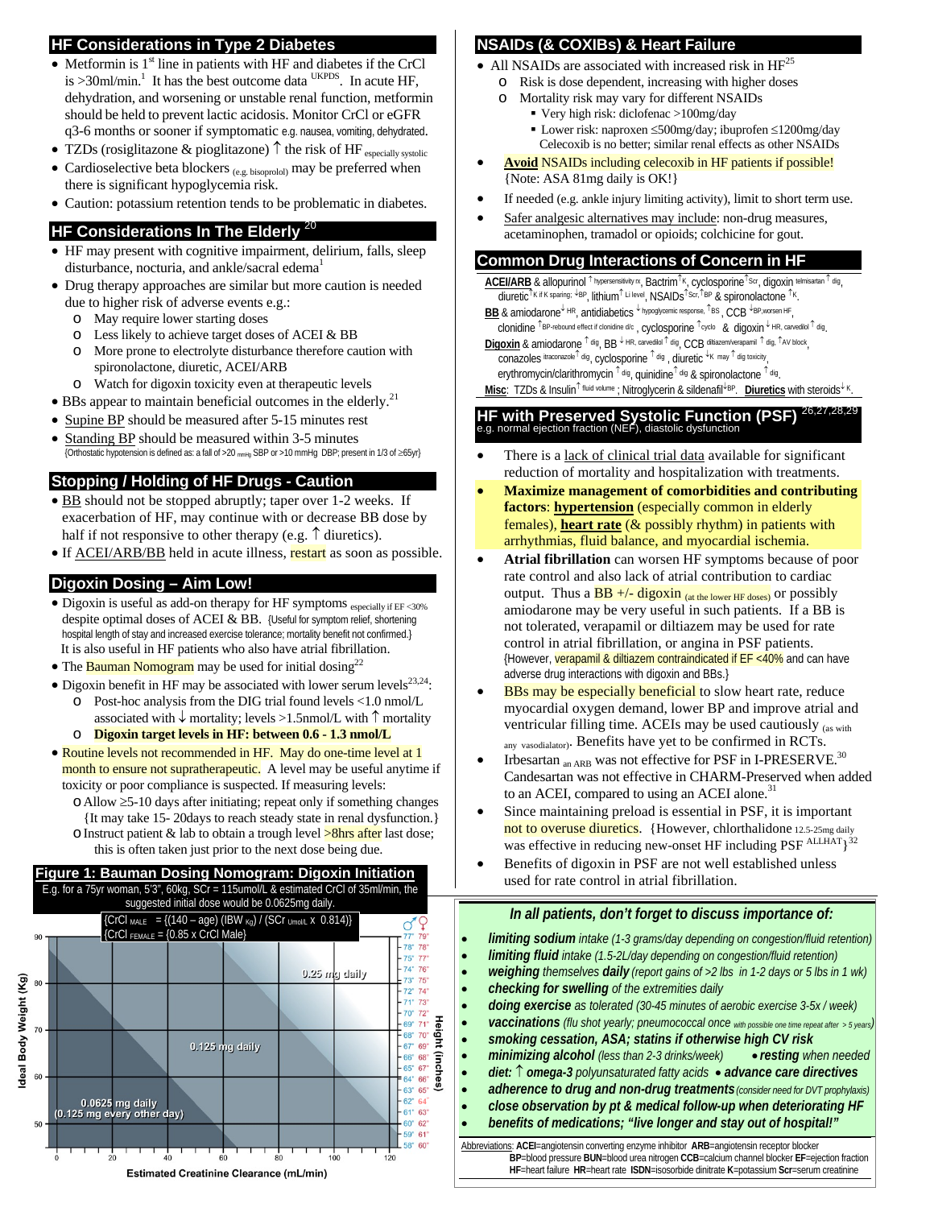## HF Considerations in Type 2 Diabetes

- Metformin is 1st line in patients with HF and diabetes if the CrCl is >30ml/min.[1] It has the best outcome data [UKPDS]. In acute HF, dehydration, and worsening or unstable renal function, metformin should be held to prevent lactic acidosis. Monitor CrCl or eGFR q3-6 months or sooner if symptomatic e.g. nausea, vomiting, dehydrated.
- TZDs (rosiglitazone & pioglitazone) ↑ the risk of HF especially systolic
- Cardioselective beta blockers (e.g. bisoprolol) may be preferred when there is significant hypoglycemia risk.
- Caution: potassium retention tends to be problematic in diabetes.

## HF Considerations In The Elderly [20]

- HF may present with cognitive impairment, delirium, falls, sleep disturbance, nocturia, and ankle/sacral edema[1]
- Drug therapy approaches are similar but more caution is needed due to higher risk of adverse events e.g.:
  - May require lower starting doses
  - Less likely to achieve target doses of ACEI & BB
  - More prone to electrolyte disturbance therefore caution with spironolactone, diuretic, ACEI/ARB
  - Watch for digoxin toxicity even at therapeutic levels
- BBs appear to maintain beneficial outcomes in the elderly.[21]
- Supine BP should be measured after 5-15 minutes rest
- Standing BP should be measured within 3-5 minutes
  {Orthostatic hypotension is defined as: a fall of >20 mmHg SBP or >10 mmHg DBP; present in 1/3 of ≥65yr}

## Stopping / Holding of HF Drugs - Caution

- BB should not be stopped abruptly; taper over 1-2 weeks. If exacerbation of HF, may continue with or decrease BB dose by half if not responsive to other therapy (e.g. ↑ diuretics).
- If ACEI/ARB/BB held in acute illness, restart as soon as possible.

## Digoxin Dosing – Aim Low!

- Digoxin is useful as add-on therapy for HF symptoms especially if EF <30% despite optimal doses of ACEI & BB. {Useful for symptom relief, shortening hospital length of stay and increased exercise tolerance; mortality benefit not confirmed.} It is also useful in HF patients who also have atrial fibrillation.
- The Bauman Nomogram may be used for initial dosing[22]
- Digoxin benefit in HF may be associated with lower serum levels[23,24]:
  - Post-hoc analysis from the DIG trial found levels <1.0 nmol/L associated with ↓ mortality; levels >1.5nmol/L with ↑ mortality
  - **Digoxin target levels in HF: between 0.6 - 1.3 nmol/L**
- Routine levels not recommended in HF. May do one-time level at 1 month to ensure not supratherapeutic. A level may be useful anytime if toxicity or poor compliance is suspected. If measuring levels:
  - Allow ≥5-10 days after initiating; repeat only if something changes {It may take 15- 20days to reach steady state in renal dysfunction.}
  - Instruct patient & lab to obtain a trough level >8hrs after last dose; this is often taken just prior to the next dose being due.

### Figure 1: Bauman Dosing Nomogram: Digoxin Initiation

E.g. for a 75yr woman, 5'3", 60kg, SCr = 115umol/L & estimated CrCl of 35ml/min, the suggested initial dose would be 0.0625mg daily.

$$CrCl_{MALE} = \{(140 - age)\,(IBW_{Kg}) / (SCr_{Umol/L} \times 0.814)\}$$
$$CrCl_{FEMALE} = \{0.85 \times CrCl\ Male\}$$

Nomogram regions (Ideal Body Weight (Kg) vs Estimated Creatinine Clearance (mL/min)): 0.0625 mg daily (0.125 mg every other day); 0.125 mg daily; 0.25 mg daily.

Height (inches) ♂/♀: 77"/79", 76"/78", 75"/77", 74"/76", 73"/75", 72"/74", 71"/73", 70"/72", 69"/71", 68"/70", 67"/69", 66"/68", 65"/67", 64"/66", 63"/65", 62"/64", 61"/63", 60"/62", 59"/61", 58"/60"

## NSAIDs (& COXIBs) & Heart Failure

- All NSAIDs are associated with increased risk in HF[25]
  - Risk is dose dependent, increasing with higher doses
  - Mortality risk may vary for different NSAIDs
    - Very high risk: diclofenac >100mg/day
    - Lower risk: naproxen ≤500mg/day; ibuprofen ≤1200mg/day. Celecoxib is no better; similar renal effects as other NSAIDs
- **Avoid** NSAIDs including celecoxib in HF patients if possible! {Note: ASA 81mg daily is OK!}
- If needed (e.g. ankle injury limiting activity), limit to short term use.
- Safer analgesic alternatives may include: non-drug measures, acetaminophen, tramadol or opioids; colchicine for gout.

## Common Drug Interactions of Concern in HF

**ACEI/ARB** & allopurinol ↑ hypersensitivity rx, Bactrim ↑K, cyclosporine ↑Scr, digoxin telmisartan ↑ dig, diuretic ↑K if K sparing; ↓BP, lithium ↑ Li level, NSAIDs ↑Scr, ↑BP & spironolactone ↑K.

**BB** & amiodarone ↓ HR, antidiabetics ↓ hypoglycemic response, ↑BS, CCB ↓BP, worsen HF, clonidine ↑BP-rebound effect if clonidine d/c, cyclosporine ↑cyclo & digoxin ↓ HR, carvedilol ↑ dig.

**Digoxin** & amiodarone ↑ dig, BB ↓ HR, carvedilol ↑ dig, CCB diltiazem/verapamil ↑ dig, ↑AV block, conazoles itraconazole ↑ dig, cyclosporine ↑ dig, diuretic ↓K may ↑ dig toxicity, erythromycin/clarithromycin ↑ dig, quinidine ↑ dig & spironolactone ↑ dig.

**Misc**: TZDs & Insulin ↑ fluid volume; Nitroglycerin & sildenafil ↓BP. **Diuretics** with steroids ↓ K.

## HF with Preserved Systolic Function (PSF) [26,27,28,29]

e.g. normal ejection fraction (NEF), diastolic dysfunction

- There is a lack of clinical trial data available for significant reduction of mortality and hospitalization with treatments.
- **Maximize management of comorbidities and contributing factors**: **hypertension** (especially common in elderly females), **heart rate** (& possibly rhythm) in patients with arrhythmias, fluid balance, and myocardial ischemia.
- **Atrial fibrillation** can worsen HF symptoms because of poor rate control and also lack of atrial contribution to cardiac output. Thus a BB +/- digoxin (at the lower HF doses) or possibly amiodarone may be very useful in such patients. If a BB is not tolerated, verapamil or diltiazem may be used for rate control in atrial fibrillation, or angina in PSF patients. {However, verapamil & diltiazem contraindicated if EF <40% and can have adverse drug interactions with digoxin and BBs.}
- BBs may be especially beneficial to slow heart rate, reduce myocardial oxygen demand, lower BP and improve atrial and ventricular filling time. ACEIs may be used cautiously (as with any vasodialator). Benefits have yet to be confirmed in RCTs.
- Irbesartan an ARB was not effective for PSF in I-PRESERVE.[30] Candesartan was not effective in CHARM-Preserved when added to an ACEI, compared to using an ACEI alone.[31]
- Since maintaining preload is essential in PSF, it is important not to overuse diuretics. {However, chlorthalidone 12.5-25mg daily was effective in reducing new-onset HF including PSF [ALLHAT]}[32]
- Benefits of digoxin in PSF are not well established unless used for rate control in atrial fibrillation.

### *In all patients, don't forget to discuss importance of:*

- ***limiting sodium*** *intake (1-3 grams/day depending on congestion/fluid retention)*
- ***limiting fluid*** *intake (1.5-2L/day depending on congestion/fluid retention)*
- ***weighing*** *themselves* ***daily*** *(report gains of >2 lbs in 1-2 days or 5 lbs in 1 wk)*
- ***checking for swelling*** *of the extremities daily*
- ***doing exercise*** *as tolerated (30-45 minutes of aerobic exercise 3-5x / week)*
- ***vaccinations*** *(flu shot yearly; pneumococcal once with possible one time repeat after > 5 years)*
- ***smoking cessation, ASA; statins if otherwise high CV risk***
- ***minimizing alcohol*** *(less than 2-3 drinks/week)* • ***resting*** *when needed*
- ***diet:*** *↑* ***omega-3*** *polyunsaturated fatty acids* • ***advance care directives***
- ***adherence to drug and non-drug treatments*** *(consider need for DVT prophylaxis)*
- ***close observation by pt & medical follow-up when deteriorating HF***
- ***benefits of medications; "live longer and stay out of hospital!"***

Abbreviations: **ACEI**=angiotensin converting enzyme inhibitor **ARB**=angiotensin receptor blocker **BP**=blood pressure **BUN**=blood urea nitrogen **CCB**=calcium channel blocker **EF**=ejection fraction **HF**=heart failure **HR**=heart rate **ISDN**=isosorbide dinitrate **K**=potassium **Scr**=serum creatinine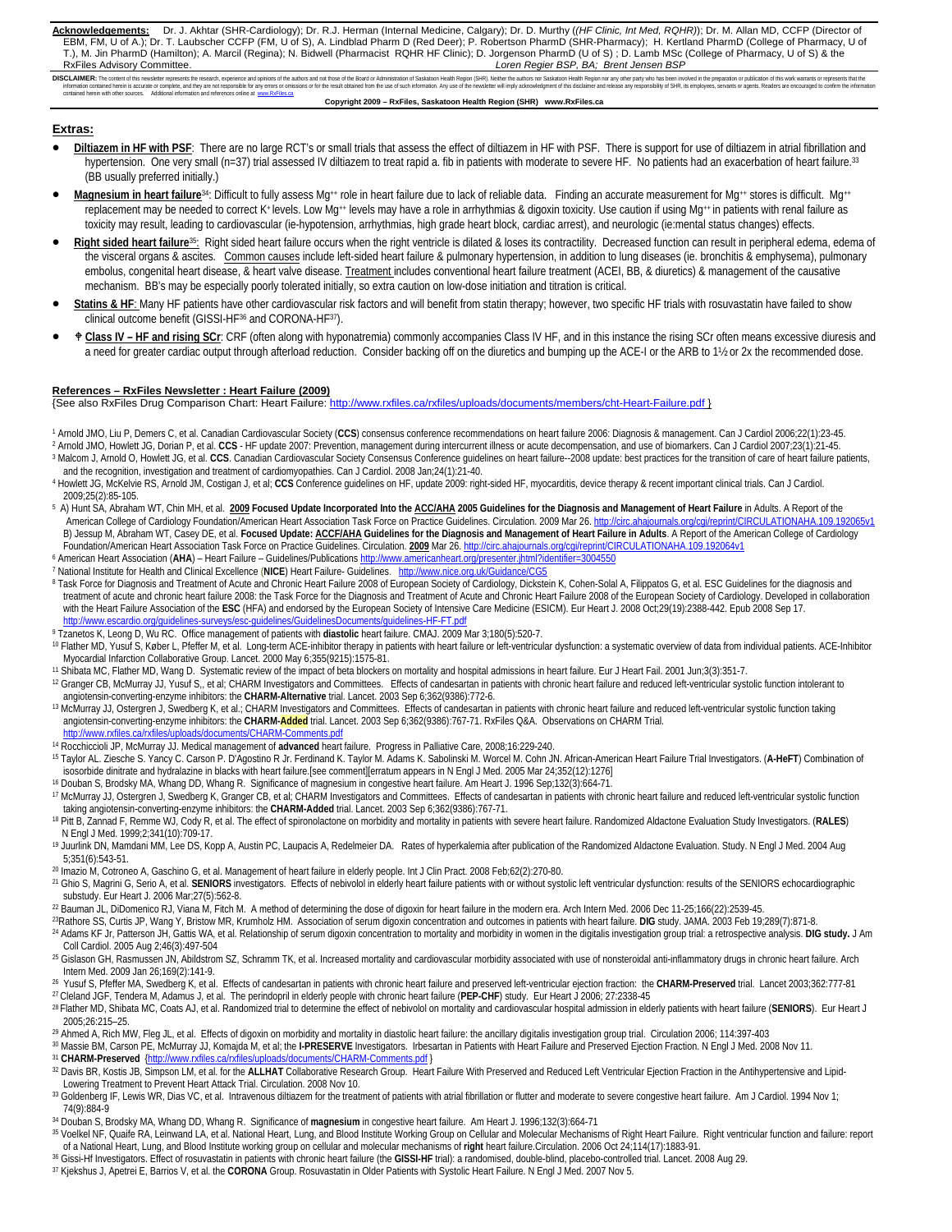**Acknowledgements:** Dr. J. Akhtar (SHR-Cardiology); Dr. R.J. Herman (Internal Medicine, Calgary); Dr. D. Murthy (*(HF Clinic, Int Med, RQHR)*); Dr. M. Allan MD, CCFP (Director of EBM, FM, U of A.); Dr. T. Laubscher CCFP (FM, U of S), A. Lindblad Pharm D (Red Deer); P. Robertson PharmD (SHR-Pharmacy); H. Kertland PharmD (College of Pharmacy, U of T.), M. Jin PharmD (Hamilton); A. Marcil (Regina); N. Bidwell (Pharmacist RQHR HF Clinic); D. Jorgenson PharmD (U of S) ; D. Lamb MSc (College of Pharmacy, U of S) & the RxFiles Advisory Committee. *Loren Regier BSP, BA; Brent Jensen BSP*

**DISCLAIMER:** The content of this newsletter represents the research, experience and opinions of the authors and not those of the Board or Administration of Saskatoon Health Region (SHR). Neither the authors nor Saskatoon Health Region nor any other party who has been involved in the preparation or publication of this work warrants or represents that the information contained herein is accurate or complete, and they are not responsible for any errors or omissions or for the result obtained from the use of such information. Any use of the newsletter will imply acknowledgment of this disclaimer and release any responsibility of SHR, its employees, servants or agents. Readers are encouraged to confirm the information contained herein with other sources. Additional information and references online at www.RxFiles.ca

**Copyright 2009 – RxFiles, Saskatoon Health Region (SHR) www.RxFiles.ca**

## Extras:

- **Diltiazem in HF with PSF**: There are no large RCT's or small trials that assess the effect of diltiazem in HF with PSF. There is support for use of diltiazem in atrial fibrillation and hypertension. One very small (n=37) trial assessed IV diltiazem to treat rapid a. fib in patients with moderate to severe HF. No patients had an exacerbation of heart failure.[33] (BB usually preferred initially.)
- **Magnesium in heart failure**[34]: Difficult to fully assess $Mg^{++}$ role in heart failure due to lack of reliable data. Finding an accurate measurement for $Mg^{++}$ stores is difficult. $Mg^{++}$ replacement may be needed to correct $K^{+}$ levels. Low $Mg^{++}$ levels may have a role in arrhythmias & digoxin toxicity. Use caution if using $Mg^{++}$ in patients with renal failure as toxicity may result, leading to cardiovascular (ie-hypotension, arrhythmias, high grade heart block, cardiac arrest), and neurologic (ie:mental status changes) effects.
- **Right sided heart failure**[35]: Right sided heart failure occurs when the right ventricle is dilated & loses its contractility. Decreased function can result in peripheral edema, edema of the visceral organs & ascites. Common causes include left-sided heart failure & pulmonary hypertension, in addition to lung diseases (ie: bronchitis & emphysema), pulmonary embolus, congenital heart disease, & heart valve disease. Treatment includes conventional heart failure treatment (ACEI, BB, & diuretics) & management of the causative mechanism. BB's may be especially poorly tolerated initially, so extra caution on low-dose initiation and titration is critical.
- **Statins & HF**: Many HF patients have other cardiovascular risk factors and will benefit from statin therapy; however, two specific HF trials with rosuvastatin have failed to show clinical outcome benefit (GISSI-HF[36] and CORONA-HF[37]).
- ✟ **Class IV – HF and rising SCr**: CRF (often along with hyponatremia) commonly accompanies Class IV HF, and in this instance the rising SCr often means excessive diuresis and a need for greater cardiac output through afterload reduction. Consider backing off on the diuretics and bumping up the ACE-I or the ARB to 1½ or 2x the recommended dose.

### References – RxFiles Newsletter : Heart Failure (2009)

{See also RxFiles Drug Comparison Chart: Heart Failure: http://www.rxfiles.ca/rxfiles/uploads/documents/members/cht-Heart-Failure.pdf }

1. Arnold JMO, Liu P, Demers C, et al. Canadian Cardiovascular Society (**CCS**) consensus conference recommendations on heart failure 2006: Diagnosis & management. Can J Cardiol 2006;22(1):23-45.
2. Arnold JMO, Howlett JG, Dorian P, et al. **CCS** - HF update 2007: Prevention, management during intercurrent illness or acute decompensation, and use of biomarkers. Can J Cardiol 2007;23(1):21-45.
3. Malcom J, Arnold O, Howlett JG, et al. **CCS**. Canadian Cardiovascular Society Consensus Conference guidelines on heart failure--2008 update: best practices for the transition of care of heart failure patients, and the recognition, investigation and treatment of cardiomyopathies. Can J Cardiol. 2008 Jan;24(1):21-40.
4. Howlett JG, McKelvie RS, Arnold JM, Costigan J, et al; **CCS** Conference guidelines on HF, update 2009: right-sided HF, myocarditis, device therapy & recent important clinical trials. Can J Cardiol. 2009;25(2):85-105.
5. A) Hunt SA, Abraham WT, Chin MH, et al. **2009 Focused Update Incorporated Into the ACC/AHA 2005 Guidelines for the Diagnosis and Management of Heart Failure** in Adults. A Report of the American College of Cardiology Foundation/American Heart Association Task Force on Practice Guidelines. Circulation. 2009 Mar 26. http://circ.ahajournals.org/cgi/reprint/CIRCULATIONAHA.109.192065v1 B) Jessup M, Abraham WT, Casey DE, et al. **Focused Update: ACCF/AHA Guidelines for the Diagnosis and Management of Heart Failure in Adults**. A Report of the American College of Cardiology Foundation/American Heart Association Task Force on Practice Guidelines. Circulation. **2009** Mar 26. http://circ.ahajournals.org/cgi/reprint/CIRCULATIONAHA.109.192064v1
6. American Heart Association (**AHA**) – Heart Failure – Guidelines/Publications http://www.americanheart.org/presenter.jhtml?identifier=3004550
7. National Institute for Health and Clinical Excellence (**NICE**) Heart Failure- Guidelines. http://www.nice.org.uk/Guidance/CG5
8. Task Force for Diagnosis and Treatment of Acute and Chronic Heart Failure 2008 of European Society of Cardiology, Dickstein K, Cohen-Solal A, Filippatos G, et al. ESC Guidelines for the diagnosis and treatment of acute and chronic heart failure 2008: the Task Force for the Diagnosis and Treatment of Acute and Chronic Heart Failure 2008 of the European Society of Cardiology. Developed in collaboration with the Heart Failure Association of the **ESC** (HFA) and endorsed by the European Society of Intensive Care Medicine (ESICM). Eur Heart J. 2008 Oct;29(19):2388-442. Epub 2008 Sep 17. http://www.escardio.org/guidelines-surveys/esc-guidelines/GuidelinesDocuments/guidelines-HF-FT.pdf
9. Tzanetos K, Leong D, Wu RC. Office management of patients with **diastolic** heart failure. CMAJ. 2009 Mar 3;180(5):520-7.
10. Flather MD, Yusuf S, Køber L, Pfeffer M, et al. Long-term ACE-inhibitor therapy in patients with heart failure or left-ventricular dysfunction: a systematic overview of data from individual patients. ACE-Inhibitor Myocardial Infarction Collaborative Group. Lancet. 2000 May 6;355(9215):1575-81.
11. Shibata MC, Flather MD, Wang D. Systematic review of the impact of beta blockers on mortality and hospital admissions in heart failure. Eur J Heart Fail. 2001 Jun;3(3):351-7.
12. Granger CB, McMurray JJ, Yusuf S,, et al; CHARM Investigators and Committees. Effects of candesartan in patients with chronic heart failure and reduced left-ventricular systolic function intolerant to angiotensin-converting-enzyme inhibitors: the **CHARM-Alternative** trial. Lancet. 2003 Sep 6;362(9386):772-6.
13. McMurray JJ, Ostergren J, Swedberg K, et al.; CHARM Investigators and Committees. Effects of candesartan in patients with chronic heart failure and reduced left-ventricular systolic function taking angiotensin-converting-enzyme inhibitors: the **CHARM-Added** trial. Lancet. 2003 Sep 6;362(9386):767-71. RxFiles Q&A. Observations on CHARM Trial. http://www.rxfiles.ca/rxfiles/uploads/documents/CHARM-Comments.pdf
14. Rocchiccioli JP, McMurray JJ. Medical management of **advanced** heart failure. Progress in Palliative Care, 2008;16:229-240.
15. Taylor AL. Ziesche S. Yancy C. Carson P. D'Agostino R Jr. Ferdinand K. Taylor M. Adams K. Sabolinski M. Worcel M. Cohn JN. African-American Heart Failure Trial Investigators. (**A-HeFT**) Combination of isosorbide dinitrate and hydralazine in blacks with heart failure.[see comment][erratum appears in N Engl J Med. 2005 Mar 24;352(12):1276]
16. Douban S, Brodsky MA, Whang DD, Whang R. Significance of magnesium in congestive heart failure. Am Heart J. 1996 Sep;132(3):664-71.
17. McMurray JJ, Ostergren J, Swedberg K, Granger CB, et al; CHARM Investigators and Committees. Effects of candesartan in patients with chronic heart failure and reduced left-ventricular systolic function taking angiotensin-converting-enzyme inhibitors: the **CHARM-Added** trial. Lancet. 2003 Sep 6;362(9386):767-71.
18. Pitt B, Zannad F, Remme WJ, Cody R, et al. The effect of spironolactone on morbidity and mortality in patients with severe heart failure. Randomized Aldactone Evaluation Study Investigators. (**RALES**) N Engl J Med. 1999;2;341(10):709-17.
19. Juurlink DN, Mamdani MM, Lee DS, Kopp A, Austin PC, Laupacis A, Redelmeier DA. Rates of hyperkalemia after publication of the Randomized Aldactone Evaluation. Study. N Engl J Med. 2004 Aug 5;351(6):543-51.
20. Imazio M, Cotroneo A, Gaschino G, et al. Management of heart failure in elderly people. Int J Clin Pract. 2008 Feb;62(2):270-80.
21. Ghio S, Magrini G, Serio A, et al. **SENIORS** investigators. Effects of nebivolol in elderly heart failure patients with or without systolic left ventricular dysfunction: results of the SENIORS echocardiographic substudy. Eur Heart J. 2006 Mar;27(5):562-8.
22. Bauman JL, DiDomenico RJ, Viana M, Fitch M. A method of determining the dose of digoxin for heart failure in the modern era. Arch Intern Med. 2006 Dec 11-25;166(22):2539-45.
23. Rathore SS, Curtis JP, Wang Y, Bristow MR, Krumholz HM. Association of serum digoxin concentration and outcomes in patients with heart failure. **DIG** study. JAMA. 2003 Feb 19;289(7):871-8.
24. Adams KF Jr, Patterson JH, Gattis WA, et al. Relationship of serum digoxin concentration to mortality and morbidity in women in the digitalis investigation group trial: a retrospective analysis. **DIG study.** J Am Coll Cardiol. 2005 Aug 2;46(3):497-504
25. Gislason GH, Rasmussen JN, Abildstrom SZ, Schramm TK, et al. Increased mortality and cardiovascular morbidity associated with use of nonsteroidal anti-inflammatory drugs in chronic heart failure. Arch Intern Med. 2009 Jan 26;169(2):141-9.
26. Yusuf S, Pfeffer MA, Swedberg K, et al. Effects of candesartan in patients with chronic heart failure and preserved left-ventricular ejection fraction: the **CHARM-Preserved** trial. Lancet 2003;362:777-81
27. Cleland JGF, Tendera M, Adamus J, et al. The perindopril in elderly people with chronic heart failure (**PEP-CHF**) study. Eur Heart J 2006; 27:2338-45
28. Flather MD, Shibata MC, Coats AJ, et al. Randomized trial to determine the effect of nebivolol on mortality and cardiovascular hospital admission in elderly patients with heart failure (**SENIORS**). Eur Heart J 2005;26:215–25.
29. Ahmed A, Rich MW, Fleg JL, et al. Effects of digoxin on morbidity and mortality in diastolic heart failure: the ancillary digitalis investigation group trial. Circulation 2006; 114:397-403
30. Massie BM, Carson PE, McMurray JJ, Komajda M, et al; the **I-PRESERVE** Investigators. Irbesartan in Patients with Heart Failure and Preserved Ejection Fraction. N Engl J Med. 2008 Nov 11.
31. **CHARM-Preserved** {http://www.rxfiles.ca/rxfiles/uploads/documents/CHARM-Comments.pdf }
32. Davis BR, Kostis JB, Simpson LM, et al. for the **ALLHAT** Collaborative Research Group. Heart Failure With Preserved and Reduced Left Ventricular Ejection Fraction in the Antihypertensive and Lipid-Lowering Treatment to Prevent Heart Attack Trial. Circulation. 2008 Nov 10.
33. Goldenberg IF, Lewis WR, Dias VC, et al. Intravenous diltiazem for the treatment of patients with atrial fibrillation or flutter and moderate to severe congestive heart failure. Am J Cardiol. 1994 Nov 1; 74(9):884-9
34. Douban S, Brodsky MA, Whang DD, Whang R. Significance of **magnesium** in congestive heart failure. Am Heart J. 1996;132(3):664-71
35. Voelkel NF, Quaife RA, Leinwand LA, et al. National Heart, Lung, and Blood Institute Working Group on Cellular and Molecular Mechanisms of Right Heart Failure. Right ventricular function and failure: report of a National Heart, Lung, and Blood Institute working group on cellular and molecular mechanisms of **right** heart failure.Circulation. 2006 Oct 24;114(17):1883-91.
36. Gissi-Hf Investigators. Effect of rosuvastatin in patients with chronic heart failure (the **GISSI-HF** trial): a randomised, double-blind, placebo-controlled trial. Lancet. 2008 Aug 29.
37. Kjekshus J, Apetrei E, Barrios V, et al. the **CORONA** Group. Rosuvastatin in Older Patients with Systolic Heart Failure. N Engl J Med. 2007 Nov 5.